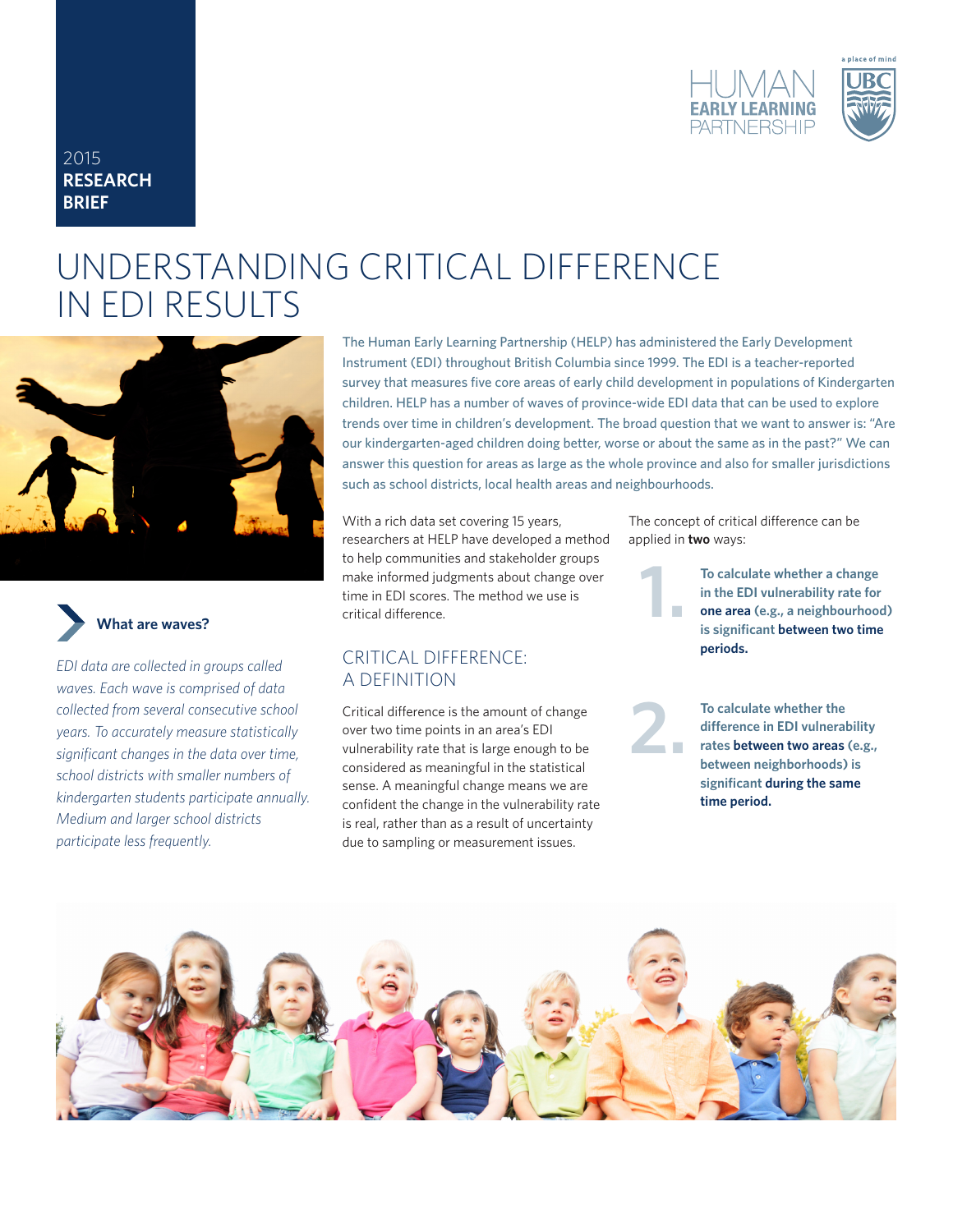2015
**RESEARCH BRIEF**

# UNDERSTANDING CRITICAL DIFFERENCE IN EDI RESULTS

The Human Early Learning Partnership (HELP) has administered the Early Development Instrument (EDI) throughout British Columbia since 1999. The EDI is a teacher-reported survey that measures five core areas of early child development in populations of Kindergarten children. HELP has a number of waves of province-wide EDI data that can be used to explore trends over time in children's development. The broad question that we want to answer is: "Are our kindergarten-aged children doing better, worse or about the same as in the past?" We can answer this question for areas as large as the whole province and also for smaller jurisdictions such as school districts, local health areas and neighbourhoods.

### What are waves?

*EDI data are collected in groups called waves. Each wave is comprised of data collected from several consecutive school years. To accurately measure statistically significant changes in the data over time, school districts with smaller numbers of kindergarten students participate annually. Medium and larger school districts participate less frequently.*

With a rich data set covering 15 years, researchers at HELP have developed a method to help communities and stakeholder groups make informed judgments about change over time in EDI scores. The method we use is critical difference.

## CRITICAL DIFFERENCE: A DEFINITION

Critical difference is the amount of change over two time points in an area's EDI vulnerability rate that is large enough to be considered as meaningful in the statistical sense. A meaningful change means we are confident the change in the vulnerability rate is real, rather than as a result of uncertainty due to sampling or measurement issues.

The concept of critical difference can be applied in **two** ways:

1. **To calculate whether a change in the EDI vulnerability rate for one area (e.g., a neighbourhood) is significant between two time periods.**
2. **To calculate whether the difference in EDI vulnerability rates between two areas (e.g., between neighborhoods) is significant during the same time period.**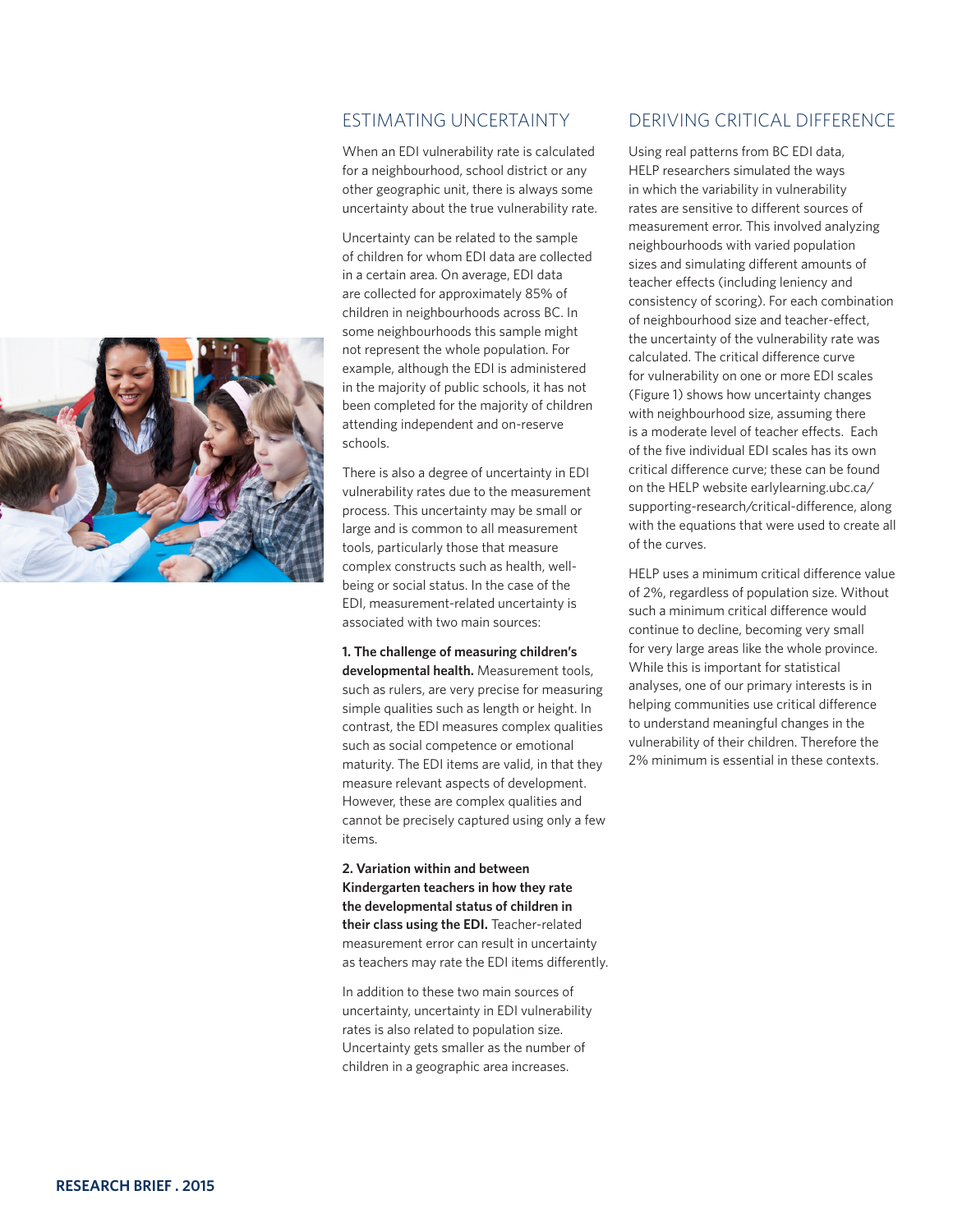## ESTIMATING UNCERTAINTY

When an EDI vulnerability rate is calculated for a neighbourhood, school district or any other geographic unit, there is always some uncertainty about the true vulnerability rate.

Uncertainty can be related to the sample of children for whom EDI data are collected in a certain area. On average, EDI data are collected for approximately 85% of children in neighbourhoods across BC. In some neighbourhoods this sample might not represent the whole population. For example, although the EDI is administered in the majority of public schools, it has not been completed for the majority of children attending independent and on-reserve schools.

There is also a degree of uncertainty in EDI vulnerability rates due to the measurement process. This uncertainty may be small or large and is common to all measurement tools, particularly those that measure complex constructs such as health, well-being or social status. In the case of the EDI, measurement-related uncertainty is associated with two main sources:

**1. The challenge of measuring children's developmental health.** Measurement tools, such as rulers, are very precise for measuring simple qualities such as length or height. In contrast, the EDI measures complex qualities such as social competence or emotional maturity. The EDI items are valid, in that they measure relevant aspects of development. However, these are complex qualities and cannot be precisely captured using only a few items.

**2. Variation within and between Kindergarten teachers in how they rate the developmental status of children in their class using the EDI.** Teacher-related measurement error can result in uncertainty as teachers may rate the EDI items differently.

In addition to these two main sources of uncertainty, uncertainty in EDI vulnerability rates is also related to population size. Uncertainty gets smaller as the number of children in a geographic area increases.

## DERIVING CRITICAL DIFFERENCE

Using real patterns from BC EDI data, HELP researchers simulated the ways in which the variability in vulnerability rates are sensitive to different sources of measurement error. This involved analyzing neighbourhoods with varied population sizes and simulating different amounts of teacher effects (including leniency and consistency of scoring). For each combination of neighbourhood size and teacher-effect, the uncertainty of the vulnerability rate was calculated. The critical difference curve for vulnerability on one or more EDI scales (Figure 1) shows how uncertainty changes with neighbourhood size, assuming there is a moderate level of teacher effects. Each of the five individual EDI scales has its own critical difference curve; these can be found on the HELP website earlylearning.ubc.ca/supporting-research/critical-difference, along with the equations that were used to create all of the curves.

HELP uses a minimum critical difference value of 2%, regardless of population size. Without such a minimum critical difference would continue to decline, becoming very small for very large areas like the whole province. While this is important for statistical analyses, one of our primary interests is in helping communities use critical difference to understand meaningful changes in the vulnerability of their children. Therefore the 2% minimum is essential in these contexts.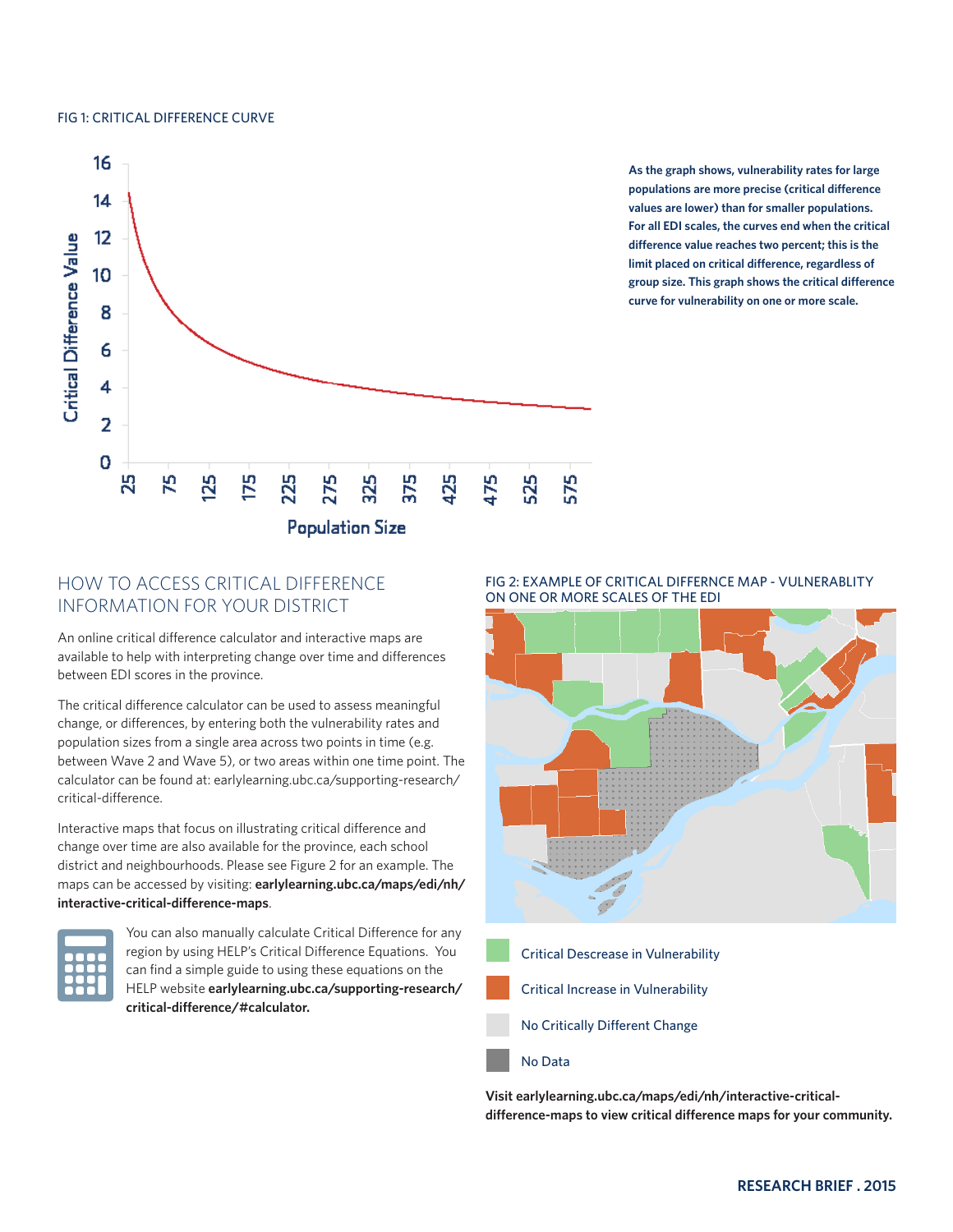FIG 1: CRITICAL DIFFERENCE CURVE

As the graph shows, vulnerability rates for large populations are more precise (critical difference values are lower) than for smaller populations. For all EDI scales, the curves end when the critical difference value reaches two percent; this is the limit placed on critical difference, regardless of group size. This graph shows the critical difference curve for vulnerability on one or more scale.

## HOW TO ACCESS CRITICAL DIFFERENCE INFORMATION FOR YOUR DISTRICT

An online critical difference calculator and interactive maps are available to help with interpreting change over time and differences between EDI scores in the province.

The critical difference calculator can be used to assess meaningful change, or differences, by entering both the vulnerability rates and population sizes from a single area across two points in time (e.g. between Wave 2 and Wave 5), or two areas within one time point. The calculator can be found at: earlylearning.ubc.ca/supporting-research/critical-difference.

Interactive maps that focus on illustrating critical difference and change over time are also available for the province, each school district and neighbourhoods. Please see Figure 2 for an example. The maps can be accessed by visiting: **earlylearning.ubc.ca/maps/edi/nh/interactive-critical-difference-maps**.

You can also manually calculate Critical Difference for any region by using HELP's Critical Difference Equations. You can find a simple guide to using these equations on the HELP website **earlylearning.ubc.ca/supporting-research/critical-difference/#calculator.**

FIG 2: EXAMPLE OF CRITICAL DIFFERNCE MAP - VULNERABLITY ON ONE OR MORE SCALES OF THE EDI

Critical Descrease in Vulnerability

Critical Increase in Vulnerability

No Critically Different Change

No Data

**Visit earlylearning.ubc.ca/maps/edi/nh/interactive-critical-difference-maps to view critical difference maps for your community.**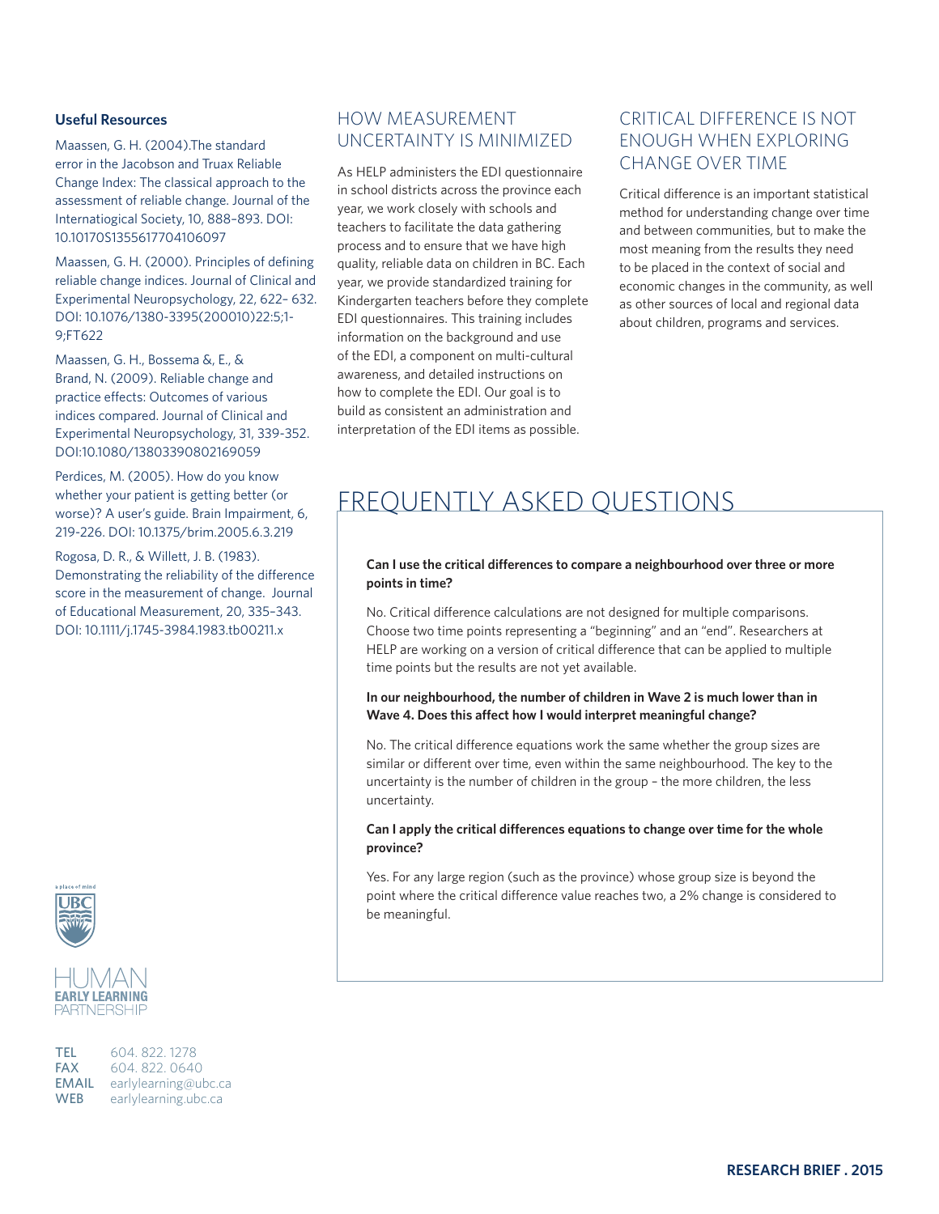**Useful Resources**

Maassen, G. H. (2004).The standard error in the Jacobson and Truax Reliable Change Index: The classical approach to the assessment of reliable change. Journal of the Internatiogical Society, 10, 888–893. DOI: 10.10170S1355617704106097

Maassen, G. H. (2000). Principles of defining reliable change indices. Journal of Clinical and Experimental Neuropsychology, 22, 622– 632. DOI: 10.1076/1380-3395(200010)22:5;1-9;FT622

Maassen, G. H., Bossema &, E., & Brand, N. (2009). Reliable change and practice effects: Outcomes of various indices compared. Journal of Clinical and Experimental Neuropsychology, 31, 339-352. DOI:10.1080/13803390802169059

Perdices, M. (2005). How do you know whether your patient is getting better (or worse)? A user's guide. Brain Impairment, 6, 219-226. DOI: 10.1375/brim.2005.6.3.219

Rogosa, D. R., & Willett, J. B. (1983). Demonstrating the reliability of the difference score in the measurement of change. Journal of Educational Measurement, 20, 335–343. DOI: 10.1111/j.1745-3984.1983.tb00211.x

## HOW MEASUREMENT UNCERTAINTY IS MINIMIZED

As HELP administers the EDI questionnaire in school districts across the province each year, we work closely with schools and teachers to facilitate the data gathering process and to ensure that we have high quality, reliable data on children in BC. Each year, we provide standardized training for Kindergarten teachers before they complete EDI questionnaires. This training includes information on the background and use of the EDI, a component on multi-cultural awareness, and detailed instructions on how to complete the EDI. Our goal is to build as consistent an administration and interpretation of the EDI items as possible.

## CRITICAL DIFFERENCE IS NOT ENOUGH WHEN EXPLORING CHANGE OVER TIME

Critical difference is an important statistical method for understanding change over time and between communities, but to make the most meaning from the results they need to be placed in the context of social and economic changes in the community, as well as other sources of local and regional data about children, programs and services.

# FREQUENTLY ASKED QUESTIONS

**Can I use the critical differences to compare a neighbourhood over three or more points in time?**

No. Critical difference calculations are not designed for multiple comparisons. Choose two time points representing a "beginning" and an "end". Researchers at HELP are working on a version of critical difference that can be applied to multiple time points but the results are not yet available.

**In our neighbourhood, the number of children in Wave 2 is much lower than in Wave 4. Does this affect how I would interpret meaningful change?**

No. The critical difference equations work the same whether the group sizes are similar or different over time, even within the same neighbourhood. The key to the uncertainty is the number of children in the group – the more children, the less uncertainty.

**Can I apply the critical differences equations to change over time for the whole province?**

Yes. For any large region (such as the province) whose group size is beyond the point where the critical difference value reaches two, a 2% change is considered to be meaningful.

a place of mind
UBC

HUMAN
EARLY LEARNING
PARTNERSHIP

TEL 604. 822. 1278
FAX 604. 822. 0640
EMAIL earlylearning@ubc.ca
WEB earlylearning.ubc.ca

**RESEARCH BRIEF . 2015**